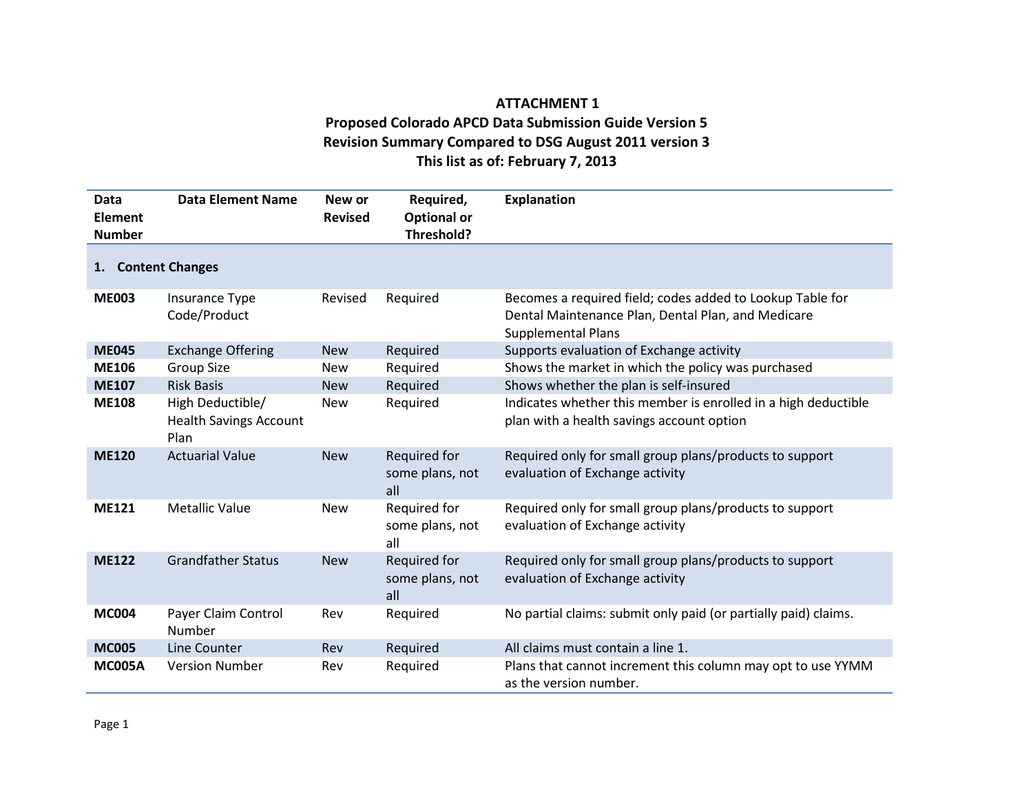**ATTACHMENT 1**
**Proposed Colorado APCD Data Submission Guide Version 5**
**Revision Summary Compared to DSG August 2011 version 3**
**This list as of: February 7, 2013**

| Data Element Number | Data Element Name | New or Revised | Required, Optional or Threshold? | Explanation |
|---|---|---|---|---|
| **1. Content Changes** | | | | |
| **ME003** | Insurance Type Code/Product | Revised | Required | Becomes a required field; codes added to Lookup Table for Dental Maintenance Plan, Dental Plan, and Medicare Supplemental Plans |
| **ME045** | Exchange Offering | New | Required | Supports evaluation of Exchange activity |
| **ME106** | Group Size | New | Required | Shows the market in which the policy was purchased |
| **ME107** | Risk Basis | New | Required | Shows whether the plan is self-insured |
| **ME108** | High Deductible/ Health Savings Account Plan | New | Required | Indicates whether this member is enrolled in a high deductible plan with a health savings account option |
| **ME120** | Actuarial Value | New | Required for some plans, not all | Required only for small group plans/products to support evaluation of Exchange activity |
| **ME121** | Metallic Value | New | Required for some plans, not all | Required only for small group plans/products to support evaluation of Exchange activity |
| **ME122** | Grandfather Status | New | Required for some plans, not all | Required only for small group plans/products to support evaluation of Exchange activity |
| **MC004** | Payer Claim Control Number | Rev | Required | No partial claims: submit only paid (or partially paid) claims. |
| **MC005** | Line Counter | Rev | Required | All claims must contain a line 1. |
| **MC005A** | Version Number | Rev | Required | Plans that cannot increment this column may opt to use YYMM as the version number. |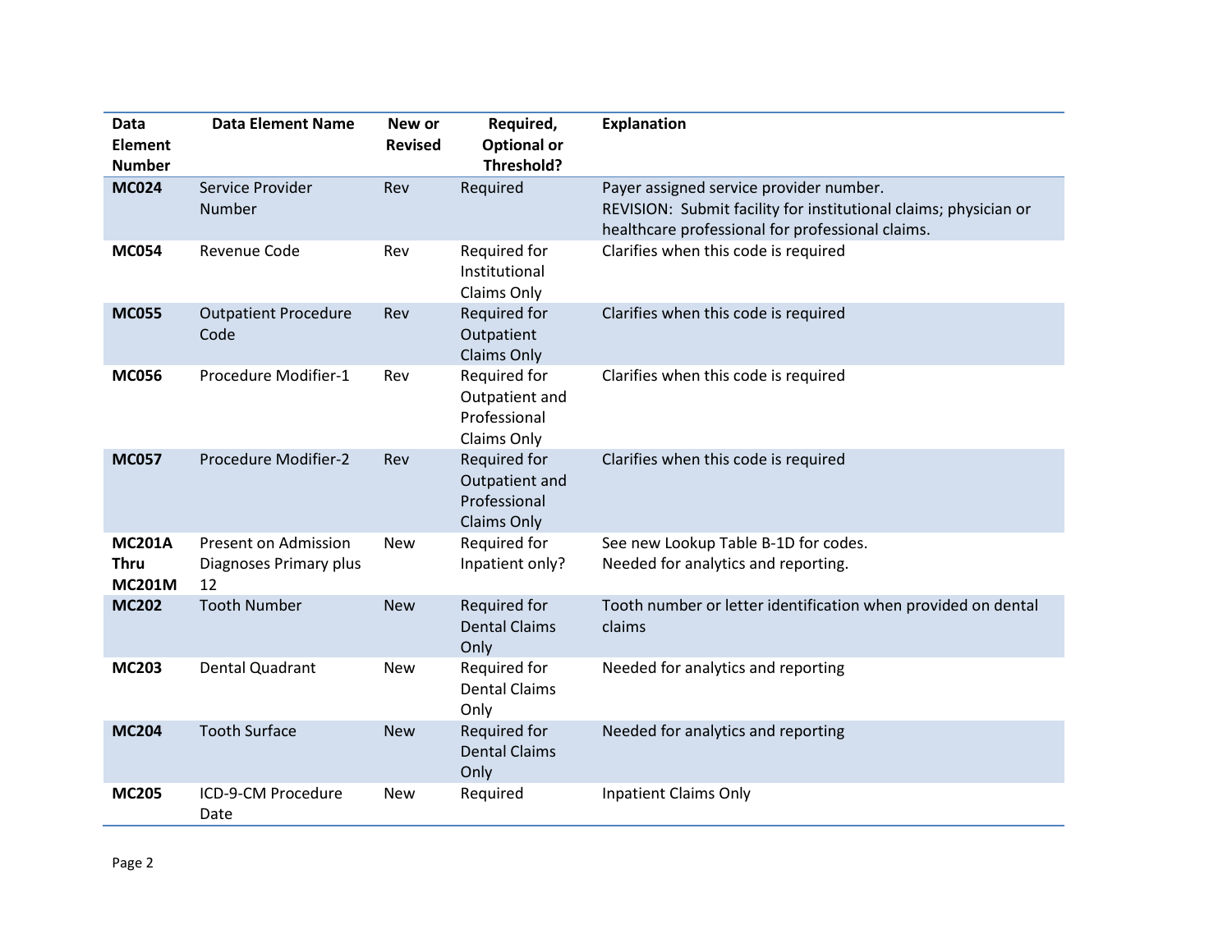| Data Element Number | Data Element Name | New or Revised | Required, Optional or Threshold? | Explanation |
|---|---|---|---|---|
| **MC024** | Service Provider Number | Rev | Required | Payer assigned service provider number.<br>REVISION: Submit facility for institutional claims; physician or healthcare professional for professional claims. |
| **MC054** | Revenue Code | Rev | Required for Institutional Claims Only | Clarifies when this code is required |
| **MC055** | Outpatient Procedure Code | Rev | Required for Outpatient Claims Only | Clarifies when this code is required |
| **MC056** | Procedure Modifier-1 | Rev | Required for Outpatient and Professional Claims Only | Clarifies when this code is required |
| **MC057** | Procedure Modifier-2 | Rev | Required for Outpatient and Professional Claims Only | Clarifies when this code is required |
| **MC201A Thru MC201M** | Present on Admission Diagnoses Primary plus 12 | New | Required for Inpatient only? | See new Lookup Table B-1D for codes.<br>Needed for analytics and reporting. |
| **MC202** | Tooth Number | New | Required for Dental Claims Only | Tooth number or letter identification when provided on dental claims |
| **MC203** | Dental Quadrant | New | Required for Dental Claims Only | Needed for analytics and reporting |
| **MC204** | Tooth Surface | New | Required for Dental Claims Only | Needed for analytics and reporting |
| **MC205** | ICD-9-CM Procedure Date | New | Required | Inpatient Claims Only |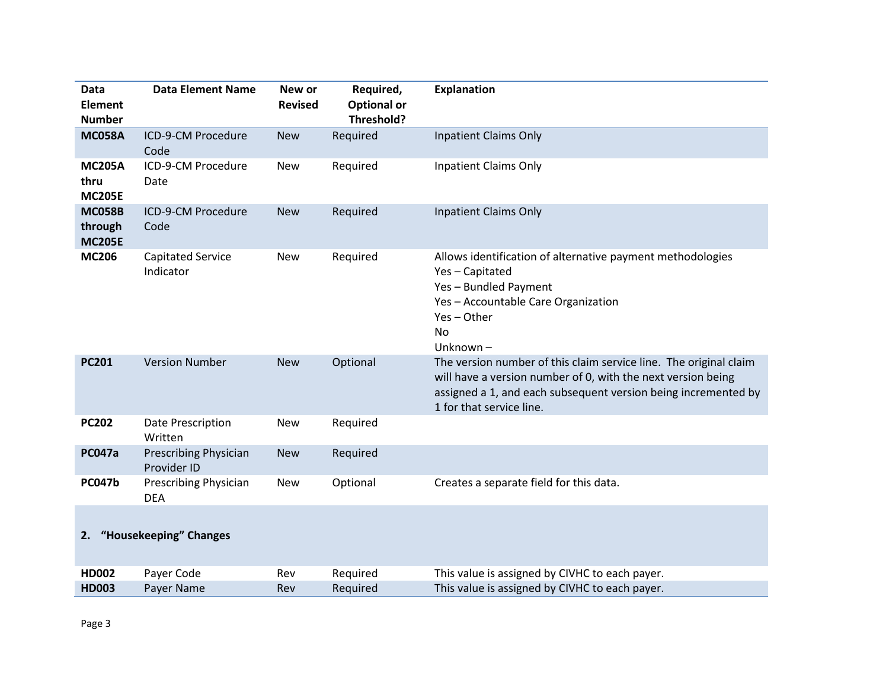| Data Element Number | Data Element Name | New or Revised | Required, Optional or Threshold? | Explanation |
|---|---|---|---|---|
| **MC058A** | ICD-9-CM Procedure Code | New | Required | Inpatient Claims Only |
| **MC205A thru MC205E** | ICD-9-CM Procedure Date | New | Required | Inpatient Claims Only |
| **MC058B through MC205E** | ICD-9-CM Procedure Code | New | Required | Inpatient Claims Only |
| **MC206** | Capitated Service Indicator | New | Required | Allows identification of alternative payment methodologies<br>Yes – Capitated<br>Yes – Bundled Payment<br>Yes – Accountable Care Organization<br>Yes – Other<br>No<br>Unknown – |
| **PC201** | Version Number | New | Optional | The version number of this claim service line. The original claim will have a version number of 0, with the next version being assigned a 1, and each subsequent version being incremented by 1 for that service line. |
| **PC202** | Date Prescription Written | New | Required | |
| **PC047a** | Prescribing Physician Provider ID | New | Required | |
| **PC047b** | Prescribing Physician DEA | New | Optional | Creates a separate field for this data. |
| **2. "Housekeeping" Changes** | | | | |
| **HD002** | Payer Code | Rev | Required | This value is assigned by CIVHC to each payer. |
| **HD003** | Payer Name | Rev | Required | This value is assigned by CIVHC to each payer. |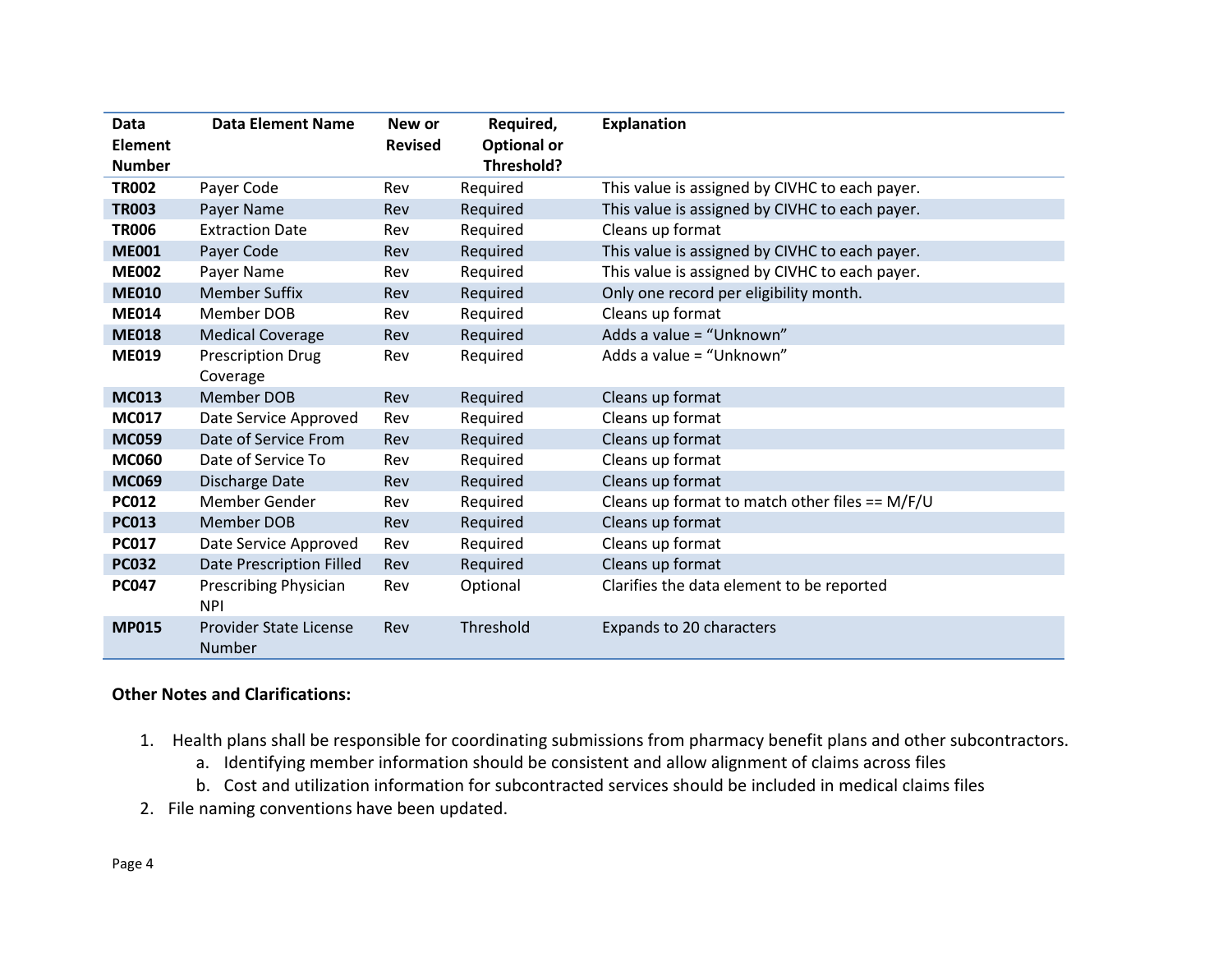| Data Element Number | Data Element Name | New or Revised | Required, Optional or Threshold? | Explanation |
|---|---|---|---|---|
| **TR002** | Payer Code | Rev | Required | This value is assigned by CIVHC to each payer. |
| **TR003** | Payer Name | Rev | Required | This value is assigned by CIVHC to each payer. |
| **TR006** | Extraction Date | Rev | Required | Cleans up format |
| **ME001** | Payer Code | Rev | Required | This value is assigned by CIVHC to each payer. |
| **ME002** | Payer Name | Rev | Required | This value is assigned by CIVHC to each payer. |
| **ME010** | Member Suffix | Rev | Required | Only one record per eligibility month. |
| **ME014** | Member DOB | Rev | Required | Cleans up format |
| **ME018** | Medical Coverage | Rev | Required | Adds a value = "Unknown" |
| **ME019** | Prescription Drug Coverage | Rev | Required | Adds a value = "Unknown" |
| **MC013** | Member DOB | Rev | Required | Cleans up format |
| **MC017** | Date Service Approved | Rev | Required | Cleans up format |
| **MC059** | Date of Service From | Rev | Required | Cleans up format |
| **MC060** | Date of Service To | Rev | Required | Cleans up format |
| **MC069** | Discharge Date | Rev | Required | Cleans up format |
| **PC012** | Member Gender | Rev | Required | Cleans up format to match other files == M/F/U |
| **PC013** | Member DOB | Rev | Required | Cleans up format |
| **PC017** | Date Service Approved | Rev | Required | Cleans up format |
| **PC032** | Date Prescription Filled | Rev | Required | Cleans up format |
| **PC047** | Prescribing Physician NPI | Rev | Optional | Clarifies the data element to be reported |
| **MP015** | Provider State License Number | Rev | Threshold | Expands to 20 characters |

**Other Notes and Clarifications:**

1. Health plans shall be responsible for coordinating submissions from pharmacy benefit plans and other subcontractors.
   a. Identifying member information should be consistent and allow alignment of claims across files
   b. Cost and utilization information for subcontracted services should be included in medical claims files
2. File naming conventions have been updated.